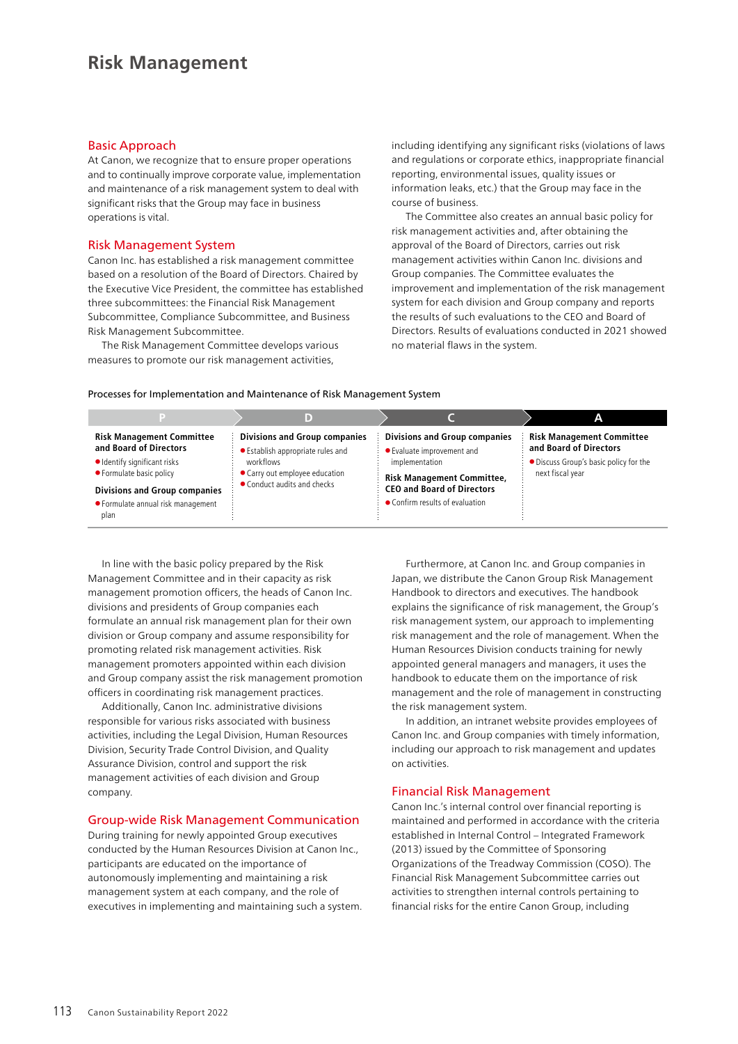# Risk Management

## Basic Approach

At Canon, we recognize that to ensure proper operations and to continually improve corporate value, implementation and maintenance of a risk management system to deal with significant risks that the Group may face in business operations is vital.

## Risk Management System

Canon Inc. has established a risk management committee based on a resolution of the Board of Directors. Chaired by the Executive Vice President, the committee has established three subcommittees: the Financial Risk Management Subcommittee, Compliance Subcommittee, and Business Risk Management Subcommittee.

The Risk Management Committee develops various measures to promote our risk management activities, including identifying any significant risks (violations of laws and regulations or corporate ethics, inappropriate financial reporting, environmental issues, quality issues or information leaks, etc.) that the Group may face in the course of business.

The Committee also creates an annual basic policy for risk management activities and, after obtaining the approval of the Board of Directors, carries out risk management activities within Canon Inc. divisions and Group companies. The Committee evaluates the improvement and implementation of the risk management system for each division and Group company and reports the results of such evaluations to the CEO and Board of Directors. Results of evaluations conducted in 2021 showed no material flaws in the system.

Processes for Implementation and Maintenance of Risk Management System

| P | D | C | A |
| --- | --- | --- | --- |
| **Risk Management Committee and Board of Directors**<br>● Identify significant risks<br>● Formulate basic policy<br>**Divisions and Group companies**<br>● Formulate annual risk management plan | **Divisions and Group companies**<br>● Establish appropriate rules and workflows<br>● Carry out employee education<br>● Conduct audits and checks | **Divisions and Group companies**<br>● Evaluate improvement and implementation<br>**Risk Management Committee, CEO and Board of Directors**<br>● Confirm results of evaluation | **Risk Management Committee and Board of Directors**<br>● Discuss Group's basic policy for the next fiscal year |

In line with the basic policy prepared by the Risk Management Committee and in their capacity as risk management promotion officers, the heads of Canon Inc. divisions and presidents of Group companies each formulate an annual risk management plan for their own division or Group company and assume responsibility for promoting related risk management activities. Risk management promoters appointed within each division and Group company assist the risk management promotion officers in coordinating risk management practices.

Additionally, Canon Inc. administrative divisions responsible for various risks associated with business activities, including the Legal Division, Human Resources Division, Security Trade Control Division, and Quality Assurance Division, control and support the risk management activities of each division and Group company.

## Group-wide Risk Management Communication

During training for newly appointed Group executives conducted by the Human Resources Division at Canon Inc., participants are educated on the importance of autonomously implementing and maintaining a risk management system at each company, and the role of executives in implementing and maintaining such a system.

Furthermore, at Canon Inc. and Group companies in Japan, we distribute the Canon Group Risk Management Handbook to directors and executives. The handbook explains the significance of risk management, the Group's risk management system, our approach to implementing risk management and the role of management. When the Human Resources Division conducts training for newly appointed general managers and managers, it uses the handbook to educate them on the importance of risk management and the role of management in constructing the risk management system.

In addition, an intranet website provides employees of Canon Inc. and Group companies with timely information, including our approach to risk management and updates on activities.

## Financial Risk Management

Canon Inc.'s internal control over financial reporting is maintained and performed in accordance with the criteria established in Internal Control – Integrated Framework (2013) issued by the Committee of Sponsoring Organizations of the Treadway Commission (COSO). The Financial Risk Management Subcommittee carries out activities to strengthen internal controls pertaining to financial risks for the entire Canon Group, including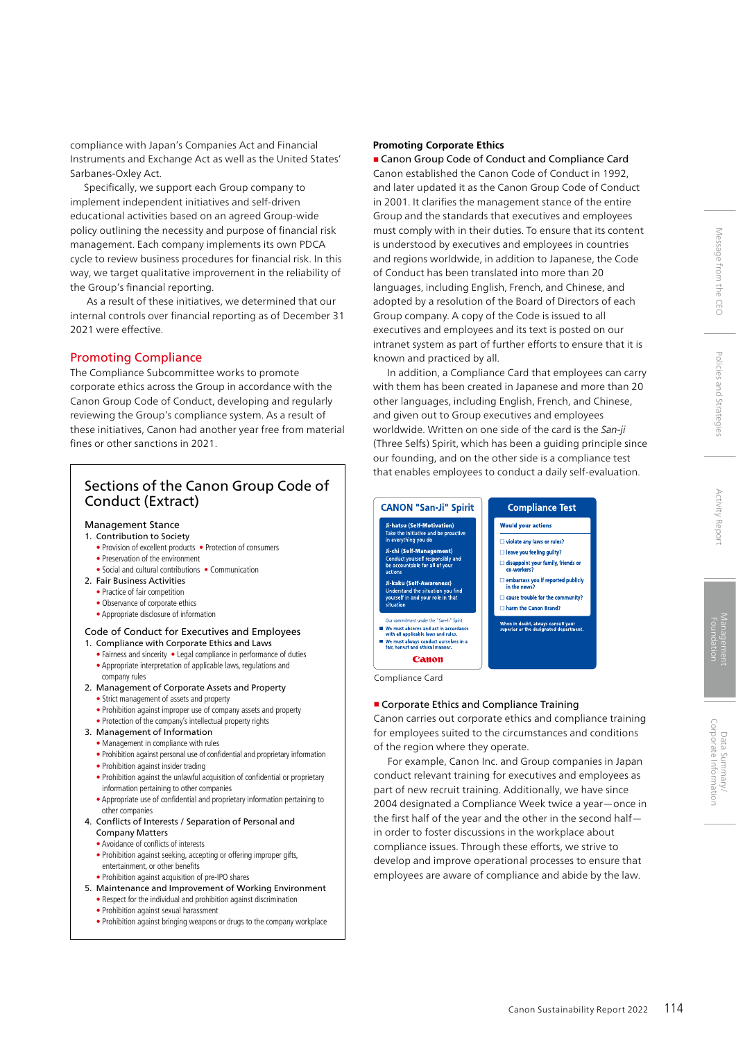compliance with Japan's Companies Act and Financial Instruments and Exchange Act as well as the United States' Sarbanes-Oxley Act.

Specifically, we support each Group company to implement independent initiatives and self-driven educational activities based on an agreed Group-wide policy outlining the necessity and purpose of financial risk management. Each company implements its own PDCA cycle to review business procedures for financial risk. In this way, we target qualitative improvement in the reliability of the Group's financial reporting.

As a result of these initiatives, we determined that our internal controls over financial reporting as of December 31 2021 were effective.

## Promoting Compliance

The Compliance Subcommittee works to promote corporate ethics across the Group in accordance with the Canon Group Code of Conduct, developing and regularly reviewing the Group's compliance system. As a result of these initiatives, Canon had another year free from material fines or other sanctions in 2021.

### Sections of the Canon Group Code of Conduct (Extract)

**Management Stance**

1. Contribution to Society
   - Provision of excellent products
   - Protection of consumers
   - Preservation of the environment
   - Social and cultural contributions
   - Communication
2. Fair Business Activities
   - Practice of fair competition
   - Observance of corporate ethics
   - Appropriate disclosure of information

**Code of Conduct for Executives and Employees**

1. Compliance with Corporate Ethics and Laws
   - Fairness and sincerity
   - Legal compliance in performance of duties
   - Appropriate interpretation of applicable laws, regulations and company rules
2. Management of Corporate Assets and Property
   - Strict management of assets and property
   - Prohibition against improper use of company assets and property
   - Protection of the company's intellectual property rights
3. Management of Information
   - Management in compliance with rules
   - Prohibition against personal use of confidential and proprietary information
   - Prohibition against insider trading
   - Prohibition against the unlawful acquisition of confidential or proprietary information pertaining to other companies
   - Appropriate use of confidential and proprietary information pertaining to other companies
4. Conflicts of Interests / Separation of Personal and Company Matters
   - Avoidance of conflicts of interests
   - Prohibition against seeking, accepting or offering improper gifts, entertainment, or other benefits
   - Prohibition against acquisition of pre-IPO shares
5. Maintenance and Improvement of Working Environment
   - Respect for the individual and prohibition against discrimination
   - Prohibition against sexual harassment
   - Prohibition against bringing weapons or drugs to the company workplace

### Promoting Corporate Ethics

**■ Canon Group Code of Conduct and Compliance Card**

Canon established the Canon Code of Conduct in 1992, and later updated it as the Canon Group Code of Conduct in 2001. It clarifies the management stance of the entire Group and the standards that executives and employees must comply with in their duties. To ensure that its content is understood by executives and employees in countries and regions worldwide, in addition to Japanese, the Code of Conduct has been translated into more than 20 languages, including English, French, and Chinese, and adopted by a resolution of the Board of Directors of each Group company. A copy of the Code is issued to all executives and employees and its text is posted on our intranet system as part of further efforts to ensure that it is known and practiced by all.

In addition, a Compliance Card that employees can carry with them has been created in Japanese and more than 20 other languages, including English, French, and Chinese, and given out to Group executives and employees worldwide. Written on one side of the card is the *San-ji* (Three Selfs) Spirit, which has been a guiding principle since our founding, and on the other side is a compliance test that enables employees to conduct a daily self-evaluation.

**CANON "San-Ji" Spirit**

**Ji-hatsu (Self-Motivation)**
Take the initiative and be proactive in everything you do

**Ji-chi (Self-Management)**
Conduct yourself responsibly and be accountable for all of your actions

**Ji-kaku (Self-Awareness)**
Understand the situation you find yourself in and your role in that situation

Our commitment under the "San-Ji" Spirit:
- We must observe and act in accordance with all applicable laws and rules.
- We must always conduct ourselves in a fair, honest and ethical manner.

Canon

**Compliance Test**

**Would your actions**

- ☐ violate any laws or rules?
- ☐ leave you feeling guilty?
- ☐ disappoint your family, friends or co-workers?
- ☐ embarrass you if reported publicly in the news?
- ☐ cause trouble for the community?
- ☐ harm the Canon Brand?

When in doubt, always consult your superior or the designated department.

Compliance Card

**■ Corporate Ethics and Compliance Training**

Canon carries out corporate ethics and compliance training for employees suited to the circumstances and conditions of the region where they operate.

For example, Canon Inc. and Group companies in Japan conduct relevant training for executives and employees as part of new recruit training. Additionally, we have since 2004 designated a Compliance Week twice a year—once in the first half of the year and the other in the second half—in order to foster discussions in the workplace about compliance issues. Through these efforts, we strive to develop and improve operational processes to ensure that employees are aware of compliance and abide by the law.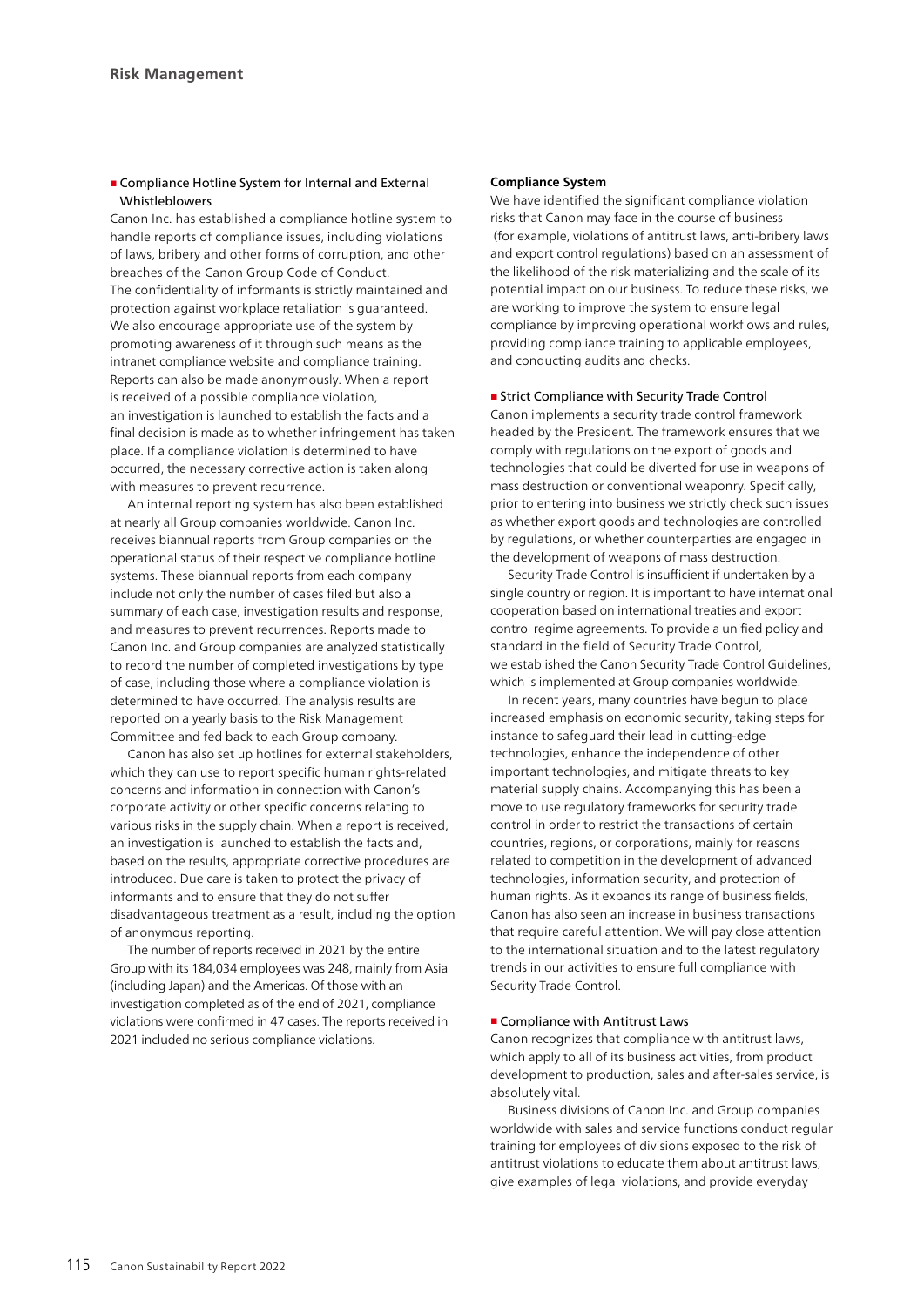## Risk Management

### ■ Compliance Hotline System for Internal and External Whistleblowers

Canon Inc. has established a compliance hotline system to handle reports of compliance issues, including violations of laws, bribery and other forms of corruption, and other breaches of the Canon Group Code of Conduct. The confidentiality of informants is strictly maintained and protection against workplace retaliation is guaranteed. We also encourage appropriate use of the system by promoting awareness of it through such means as the intranet compliance website and compliance training. Reports can also be made anonymously. When a report is received of a possible compliance violation, an investigation is launched to establish the facts and a final decision is made as to whether infringement has taken place. If a compliance violation is determined to have occurred, the necessary corrective action is taken along with measures to prevent recurrence.

An internal reporting system has also been established at nearly all Group companies worldwide. Canon Inc. receives biannual reports from Group companies on the operational status of their respective compliance hotline systems. These biannual reports from each company include not only the number of cases filed but also a summary of each case, investigation results and response, and measures to prevent recurrences. Reports made to Canon Inc. and Group companies are analyzed statistically to record the number of completed investigations by type of case, including those where a compliance violation is determined to have occurred. The analysis results are reported on a yearly basis to the Risk Management Committee and fed back to each Group company.

Canon has also set up hotlines for external stakeholders, which they can use to report specific human rights-related concerns and information in connection with Canon's corporate activity or other specific concerns relating to various risks in the supply chain. When a report is received, an investigation is launched to establish the facts and, based on the results, appropriate corrective procedures are introduced. Due care is taken to protect the privacy of informants and to ensure that they do not suffer disadvantageous treatment as a result, including the option of anonymous reporting.

The number of reports received in 2021 by the entire Group with its 184,034 employees was 248, mainly from Asia (including Japan) and the Americas. Of those with an investigation completed as of the end of 2021, compliance violations were confirmed in 47 cases. The reports received in 2021 included no serious compliance violations.

### Compliance System

We have identified the significant compliance violation risks that Canon may face in the course of business (for example, violations of antitrust laws, anti-bribery laws and export control regulations) based on an assessment of the likelihood of the risk materializing and the scale of its potential impact on our business. To reduce these risks, we are working to improve the system to ensure legal compliance by improving operational workflows and rules, providing compliance training to applicable employees, and conducting audits and checks.

### ■ Strict Compliance with Security Trade Control

Canon implements a security trade control framework headed by the President. The framework ensures that we comply with regulations on the export of goods and technologies that could be diverted for use in weapons of mass destruction or conventional weaponry. Specifically, prior to entering into business we strictly check such issues as whether export goods and technologies are controlled by regulations, or whether counterparties are engaged in the development of weapons of mass destruction.

Security Trade Control is insufficient if undertaken by a single country or region. It is important to have international cooperation based on international treaties and export control regime agreements. To provide a unified policy and standard in the field of Security Trade Control, we established the Canon Security Trade Control Guidelines, which is implemented at Group companies worldwide.

In recent years, many countries have begun to place increased emphasis on economic security, taking steps for instance to safeguard their lead in cutting-edge technologies, enhance the independence of other important technologies, and mitigate threats to key material supply chains. Accompanying this has been a move to use regulatory frameworks for security trade control in order to restrict the transactions of certain countries, regions, or corporations, mainly for reasons related to competition in the development of advanced technologies, information security, and protection of human rights. As it expands its range of business fields, Canon has also seen an increase in business transactions that require careful attention. We will pay close attention to the international situation and to the latest regulatory trends in our activities to ensure full compliance with Security Trade Control.

### ■ Compliance with Antitrust Laws

Canon recognizes that compliance with antitrust laws, which apply to all of its business activities, from product development to production, sales and after-sales service, is absolutely vital.

Business divisions of Canon Inc. and Group companies worldwide with sales and service functions conduct regular training for employees of divisions exposed to the risk of antitrust violations to educate them about antitrust laws, give examples of legal violations, and provide everyday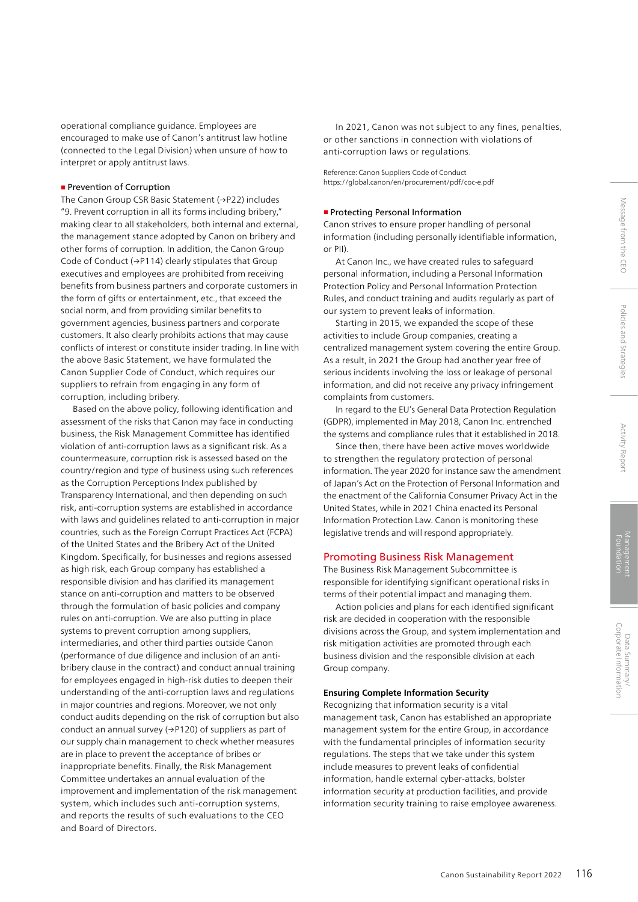operational compliance guidance. Employees are encouraged to make use of Canon's antitrust law hotline (connected to the Legal Division) when unsure of how to interpret or apply antitrust laws.

### ■ Prevention of Corruption

The Canon Group CSR Basic Statement (→P22) includes "9. Prevent corruption in all its forms including bribery," making clear to all stakeholders, both internal and external, the management stance adopted by Canon on bribery and other forms of corruption. In addition, the Canon Group Code of Conduct (→P114) clearly stipulates that Group executives and employees are prohibited from receiving benefits from business partners and corporate customers in the form of gifts or entertainment, etc., that exceed the social norm, and from providing similar benefits to government agencies, business partners and corporate customers. It also clearly prohibits actions that may cause conflicts of interest or constitute insider trading. In line with the above Basic Statement, we have formulated the Canon Supplier Code of Conduct, which requires our suppliers to refrain from engaging in any form of corruption, including bribery.

Based on the above policy, following identification and assessment of the risks that Canon may face in conducting business, the Risk Management Committee has identified violation of anti-corruption laws as a significant risk. As a countermeasure, corruption risk is assessed based on the country/region and type of business using such references as the Corruption Perceptions Index published by Transparency International, and then depending on such risk, anti-corruption systems are established in accordance with laws and guidelines related to anti-corruption in major countries, such as the Foreign Corrupt Practices Act (FCPA) of the United States and the Bribery Act of the United Kingdom. Specifically, for businesses and regions assessed as high risk, each Group company has established a responsible division and has clarified its management stance on anti-corruption and matters to be observed through the formulation of basic policies and company rules on anti-corruption. We are also putting in place systems to prevent corruption among suppliers, intermediaries, and other third parties outside Canon (performance of due diligence and inclusion of an anti-bribery clause in the contract) and conduct annual training for employees engaged in high-risk duties to deepen their understanding of the anti-corruption laws and regulations in major countries and regions. Moreover, we not only conduct audits depending on the risk of corruption but also conduct an annual survey (→P120) of suppliers as part of our supply chain management to check whether measures are in place to prevent the acceptance of bribes or inappropriate benefits. Finally, the Risk Management Committee undertakes an annual evaluation of the improvement and implementation of the risk management system, which includes such anti-corruption systems, and reports the results of such evaluations to the CEO and Board of Directors.

In 2021, Canon was not subject to any fines, penalties, or other sanctions in connection with violations of anti-corruption laws or regulations.

Reference: Canon Suppliers Code of Conduct
https://global.canon/en/procurement/pdf/coc-e.pdf

### ■ Protecting Personal Information

Canon strives to ensure proper handling of personal information (including personally identifiable information, or PII).

At Canon Inc., we have created rules to safeguard personal information, including a Personal Information Protection Policy and Personal Information Protection Rules, and conduct training and audits regularly as part of our system to prevent leaks of information.

Starting in 2015, we expanded the scope of these activities to include Group companies, creating a centralized management system covering the entire Group. As a result, in 2021 the Group had another year free of serious incidents involving the loss or leakage of personal information, and did not receive any privacy infringement complaints from customers.

In regard to the EU's General Data Protection Regulation (GDPR), implemented in May 2018, Canon Inc. entrenched the systems and compliance rules that it established in 2018.

Since then, there have been active moves worldwide to strengthen the regulatory protection of personal information. The year 2020 for instance saw the amendment of Japan's Act on the Protection of Personal Information and the enactment of the California Consumer Privacy Act in the United States, while in 2021 China enacted its Personal Information Protection Law. Canon is monitoring these legislative trends and will respond appropriately.

## Promoting Business Risk Management

The Business Risk Management Subcommittee is responsible for identifying significant operational risks in terms of their potential impact and managing them.

Action policies and plans for each identified significant risk are decided in cooperation with the responsible divisions across the Group, and system implementation and risk mitigation activities are promoted through each business division and the responsible division at each Group company.

### Ensuring Complete Information Security

Recognizing that information security is a vital management task, Canon has established an appropriate management system for the entire Group, in accordance with the fundamental principles of information security regulations. The steps that we take under this system include measures to prevent leaks of confidential information, handle external cyber-attacks, bolster information security at production facilities, and provide information security training to raise employee awareness.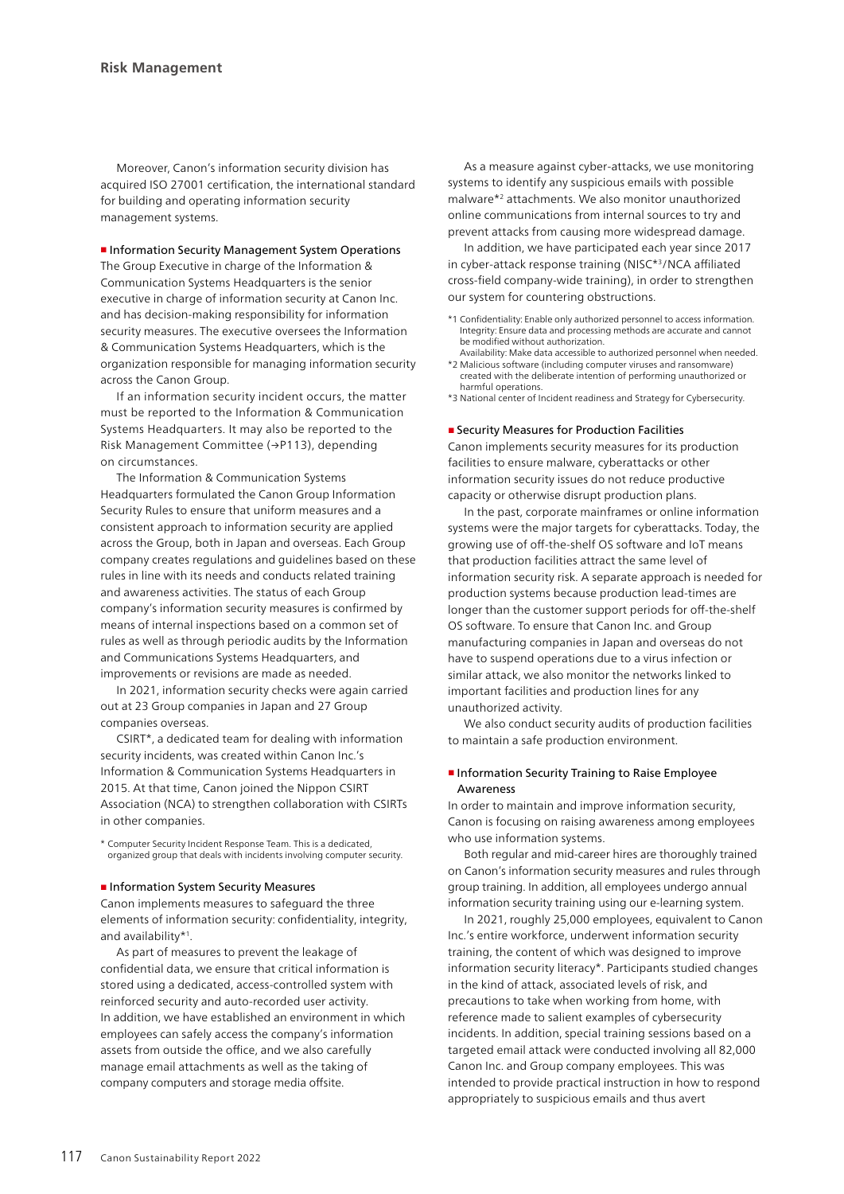Moreover, Canon's information security division has acquired ISO 27001 certification, the international standard for building and operating information security management systems.

### ■ Information Security Management System Operations

The Group Executive in charge of the Information & Communication Systems Headquarters is the senior executive in charge of information security at Canon Inc. and has decision-making responsibility for information security measures. The executive oversees the Information & Communication Systems Headquarters, which is the organization responsible for managing information security across the Canon Group.

If an information security incident occurs, the matter must be reported to the Information & Communication Systems Headquarters. It may also be reported to the Risk Management Committee (→P113), depending on circumstances.

The Information & Communication Systems Headquarters formulated the Canon Group Information Security Rules to ensure that uniform measures and a consistent approach to information security are applied across the Group, both in Japan and overseas. Each Group company creates regulations and guidelines based on these rules in line with its needs and conducts related training and awareness activities. The status of each Group company's information security measures is confirmed by means of internal inspections based on a common set of rules as well as through periodic audits by the Information and Communications Systems Headquarters, and improvements or revisions are made as needed.

In 2021, information security checks were again carried out at 23 Group companies in Japan and 27 Group companies overseas.

CSIRT*, a dedicated team for dealing with information security incidents, was created within Canon Inc.'s Information & Communication Systems Headquarters in 2015. At that time, Canon joined the Nippon CSIRT Association (NCA) to strengthen collaboration with CSIRTs in other companies.

\* Computer Security Incident Response Team. This is a dedicated, organized group that deals with incidents involving computer security.

### ■ Information System Security Measures

Canon implements measures to safeguard the three elements of information security: confidentiality, integrity, and availability*[1].

As part of measures to prevent the leakage of confidential data, we ensure that critical information is stored using a dedicated, access-controlled system with reinforced security and auto-recorded user activity. In addition, we have established an environment in which employees can safely access the company's information assets from outside the office, and we also carefully manage email attachments as well as the taking of company computers and storage media offsite.

As a measure against cyber-attacks, we use monitoring systems to identify any suspicious emails with possible malware*[2] attachments. We also monitor unauthorized online communications from internal sources to try and prevent attacks from causing more widespread damage.

In addition, we have participated each year since 2017 in cyber-attack response training (NISC*[3]/NCA affiliated cross-field company-wide training), in order to strengthen our system for countering obstructions.

*1 Confidentiality: Enable only authorized personnel to access information.
Integrity: Ensure data and processing methods are accurate and cannot be modified without authorization.
Availability: Make data accessible to authorized personnel when needed.

*2 Malicious software (including computer viruses and ransomware) created with the deliberate intention of performing unauthorized or harmful operations.

*3 National center of Incident readiness and Strategy for Cybersecurity.

### ■ Security Measures for Production Facilities

Canon implements security measures for its production facilities to ensure malware, cyberattacks or other information security issues do not reduce productive capacity or otherwise disrupt production plans.

In the past, corporate mainframes or online information systems were the major targets for cyberattacks. Today, the growing use of off-the-shelf OS software and IoT means that production facilities attract the same level of information security risk. A separate approach is needed for production systems because production lead-times are longer than the customer support periods for off-the-shelf OS software. To ensure that Canon Inc. and Group manufacturing companies in Japan and overseas do not have to suspend operations due to a virus infection or similar attack, we also monitor the networks linked to important facilities and production lines for any unauthorized activity.

We also conduct security audits of production facilities to maintain a safe production environment.

### ■ Information Security Training to Raise Employee Awareness

In order to maintain and improve information security, Canon is focusing on raising awareness among employees who use information systems.

Both regular and mid-career hires are thoroughly trained on Canon's information security measures and rules through group training. In addition, all employees undergo annual information security training using our e-learning system.

In 2021, roughly 25,000 employees, equivalent to Canon Inc.'s entire workforce, underwent information security training, the content of which was designed to improve information security literacy*. Participants studied changes in the kind of attack, associated levels of risk, and precautions to take when working from home, with reference made to salient examples of cybersecurity incidents. In addition, special training sessions based on a targeted email attack were conducted involving all 82,000 Canon Inc. and Group company employees. This was intended to provide practical instruction in how to respond appropriately to suspicious emails and thus avert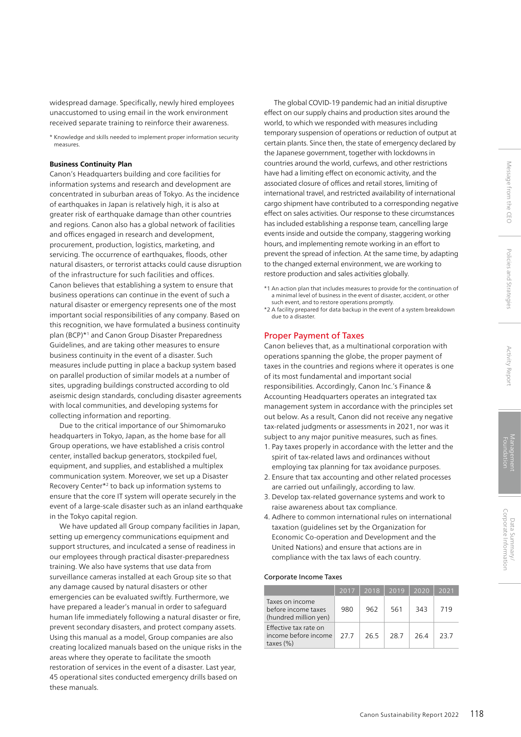widespread damage. Specifically, newly hired employees unaccustomed to using email in the work environment received separate training to reinforce their awareness.

* Knowledge and skills needed to implement proper information security measures.

**Business Continuity Plan**

Canon's Headquarters building and core facilities for information systems and research and development are concentrated in suburban areas of Tokyo. As the incidence of earthquakes in Japan is relatively high, it is also at greater risk of earthquake damage than other countries and regions. Canon also has a global network of facilities and offices engaged in research and development, procurement, production, logistics, marketing, and servicing. The occurrence of earthquakes, floods, other natural disasters, or terrorist attacks could cause disruption of the infrastructure for such facilities and offices. Canon believes that establishing a system to ensure that business operations can continue in the event of such a natural disaster or emergency represents one of the most important social responsibilities of any company. Based on this recognition, we have formulated a business continuity plan (BCP)*1 and Canon Group Disaster Preparedness Guidelines, and are taking other measures to ensure business continuity in the event of a disaster. Such measures include putting in place a backup system based on parallel production of similar models at a number of sites, upgrading buildings constructed according to old aseismic design standards, concluding disaster agreements with local communities, and developing systems for collecting information and reporting.

Due to the critical importance of our Shimomaruko headquarters in Tokyo, Japan, as the home base for all Group operations, we have established a crisis control center, installed backup generators, stockpiled fuel, equipment, and supplies, and established a multiplex communication system. Moreover, we set up a Disaster Recovery Center*2 to back up information systems to ensure that the core IT system will operate securely in the event of a large-scale disaster such as an inland earthquake in the Tokyo capital region.

We have updated all Group company facilities in Japan, setting up emergency communications equipment and support structures, and inculcated a sense of readiness in our employees through practical disaster-preparedness training. We also have systems that use data from surveillance cameras installed at each Group site so that any damage caused by natural disasters or other emergencies can be evaluated swiftly. Furthermore, we have prepared a leader's manual in order to safeguard human life immediately following a natural disaster or fire, prevent secondary disasters, and protect company assets. Using this manual as a model, Group companies are also creating localized manuals based on the unique risks in the areas where they operate to facilitate the smooth restoration of services in the event of a disaster. Last year, 45 operational sites conducted emergency drills based on these manuals.

The global COVID-19 pandemic had an initial disruptive effect on our supply chains and production sites around the world, to which we responded with measures including temporary suspension of operations or reduction of output at certain plants. Since then, the state of emergency declared by the Japanese government, together with lockdowns in countries around the world, curfews, and other restrictions have had a limiting effect on economic activity, and the associated closure of offices and retail stores, limiting of international travel, and restricted availability of international cargo shipment have contributed to a corresponding negative effect on sales activities. Our response to these circumstances has included establishing a response team, cancelling large events inside and outside the company, staggering working hours, and implementing remote working in an effort to prevent the spread of infection. At the same time, by adapting to the changed external environment, we are working to restore production and sales activities globally.

*1 An action plan that includes measures to provide for the continuation of a minimal level of business in the event of disaster, accident, or other such event, and to restore operations promptly.
*2 A facility prepared for data backup in the event of a system breakdown due to a disaster.

## Proper Payment of Taxes

Canon believes that, as a multinational corporation with operations spanning the globe, the proper payment of taxes in the countries and regions where it operates is one of its most fundamental and important social responsibilities. Accordingly, Canon Inc.'s Finance & Accounting Headquarters operates an integrated tax management system in accordance with the principles set out below. As a result, Canon did not receive any negative tax-related judgments or assessments in 2021, nor was it subject to any major punitive measures, such as fines.

1. Pay taxes properly in accordance with the letter and the spirit of tax-related laws and ordinances without employing tax planning for tax avoidance purposes.
2. Ensure that tax accounting and other related processes are carried out unfailingly, according to law.
3. Develop tax-related governance systems and work to raise awareness about tax compliance.
4. Adhere to common international rules on international taxation (guidelines set by the Organization for Economic Co-operation and Development and the United Nations) and ensure that actions are in compliance with the tax laws of each country.

**Corporate Income Taxes**

| | 2017 | 2018 | 2019 | 2020 | 2021 |
|---|---|---|---|---|---|
| Taxes on income before income taxes (hundred million yen) | 980 | 962 | 561 | 343 | 719 |
| Effective tax rate on income before income taxes (%) | 27.7 | 26.5 | 28.7 | 26.4 | 23.7 |